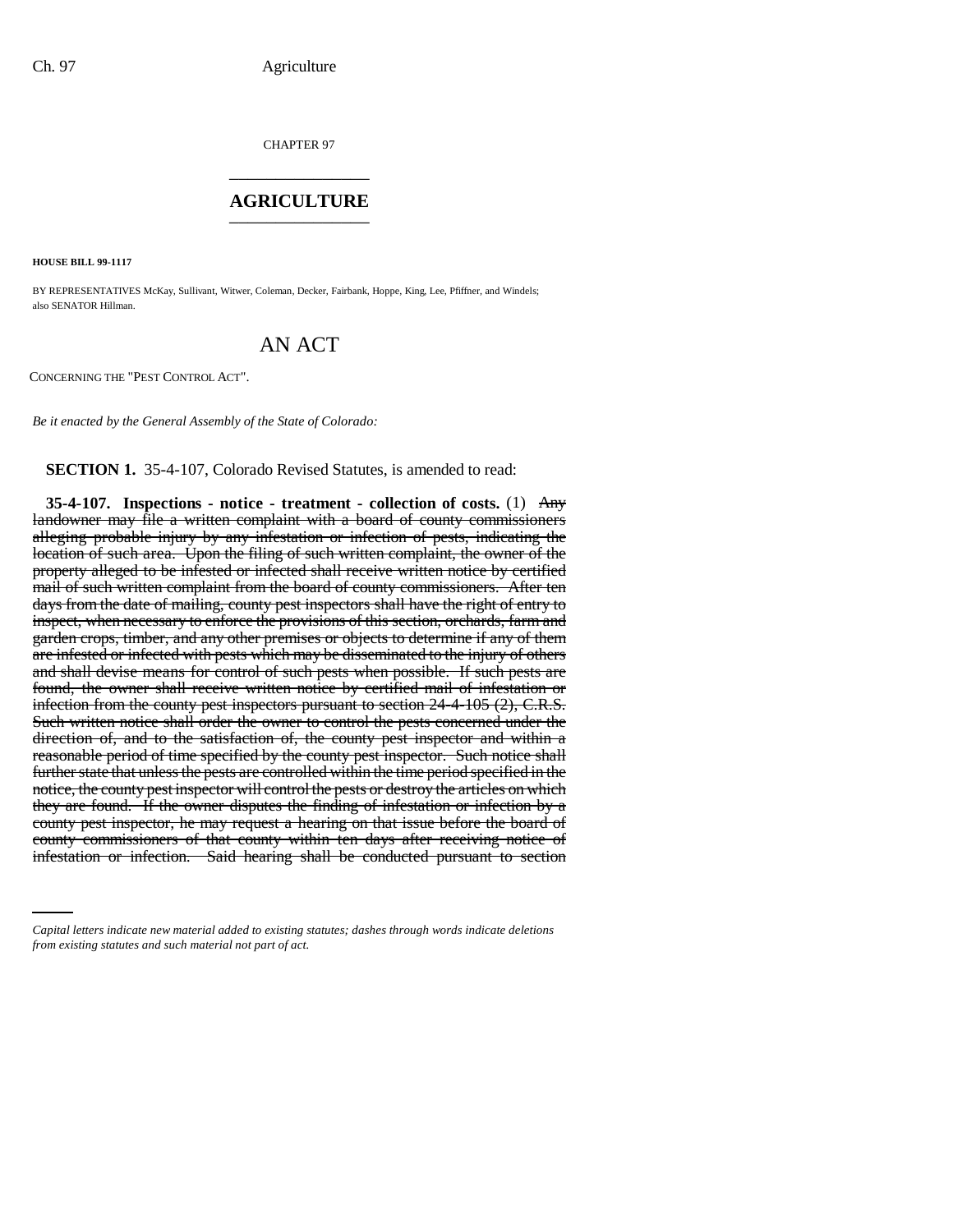CHAPTER 97

## AGRICULTURE

**HOUSE BILL 99-1117**

BY REPRESENTATIVES McKay, Sullivant, Witwer, Coleman, Decker, Fairbank, Hoppe, King, Lee, Pfiffner, and Windels;
also SENATOR Hillman.

# AN ACT

CONCERNING THE "PEST CONTROL ACT".

*Be it enacted by the General Assembly of the State of Colorado:*

**SECTION 1.** 35-4-107, Colorado Revised Statutes, is amended to read:

**35-4-107. Inspections - notice - treatment - collection of costs.** (1) ~~Any landowner may file a written complaint with a board of county commissioners alleging probable injury by any infestation or infection of pests, indicating the location of such area. Upon the filing of such written complaint, the owner of the property alleged to be infested or infected shall receive written notice by certified mail of such written complaint from the board of county commissioners. After ten days from the date of mailing, county pest inspectors shall have the right of entry to inspect, when necessary to enforce the provisions of this section, orchards, farm and garden crops, timber, and any other premises or objects to determine if any of them are infested or infected with pests which may be disseminated to the injury of others and shall devise means for control of such pests when possible. If such pests are found, the owner shall receive written notice by certified mail of infestation or infection from the county pest inspectors pursuant to section 24-4-105 (2), C.R.S. Such written notice shall order the owner to control the pests concerned under the direction of, and to the satisfaction of, the county pest inspector and within a reasonable period of time specified by the county pest inspector. Such notice shall further state that unless the pests are controlled within the time period specified in the notice, the county pest inspector will control the pests or destroy the articles on which they are found. If the owner disputes the finding of infestation or infection by a county pest inspector, he may request a hearing on that issue before the board of county commissioners of that county within ten days after receiving notice of infestation or infection. Said hearing shall be conducted pursuant to section~~

*Capital letters indicate new material added to existing statutes; dashes through words indicate deletions from existing statutes and such material not part of act.*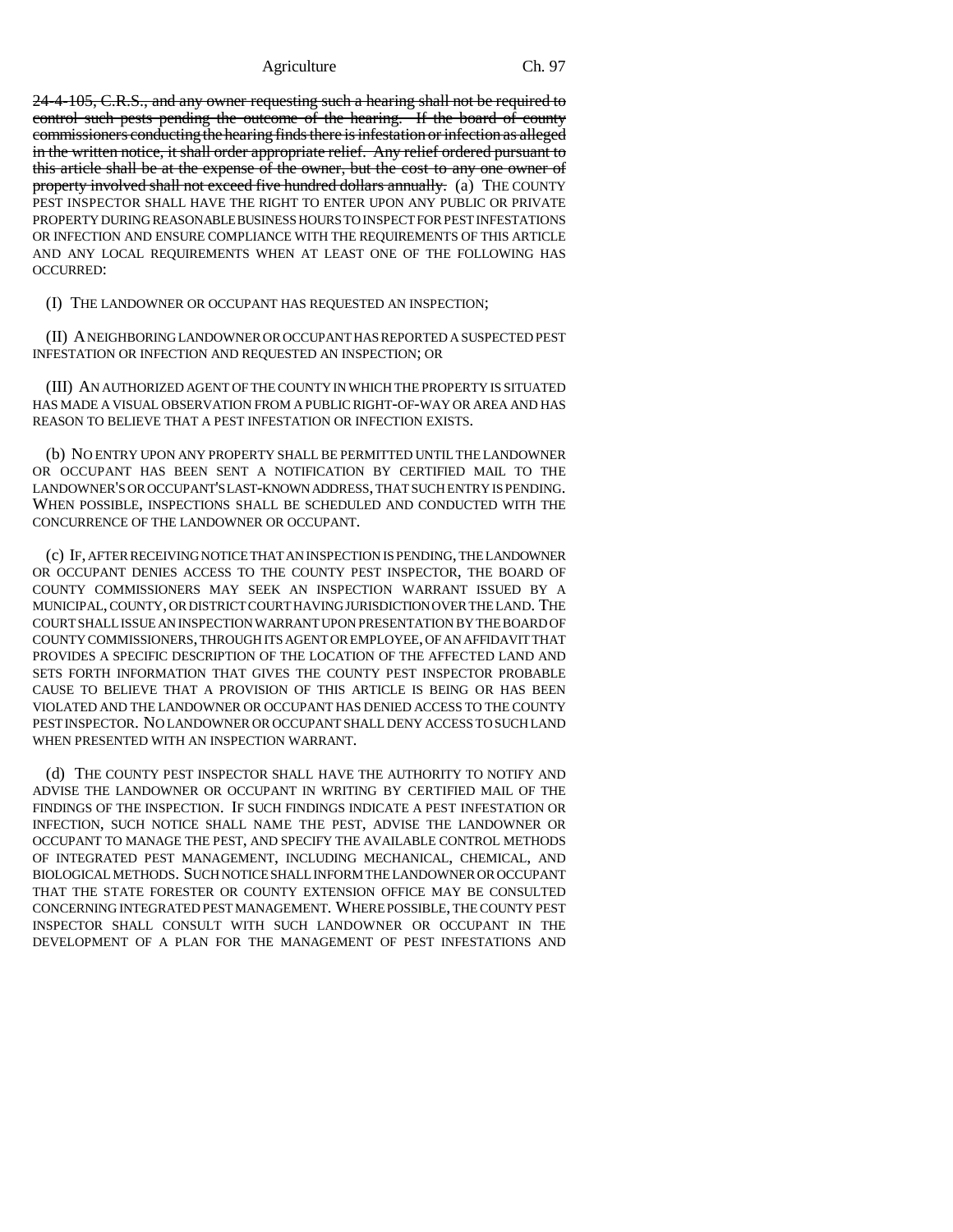~~24-4-105, C.R.S., and any owner requesting such a hearing shall not be required to control such pests pending the outcome of the hearing. If the board of county commissioners conducting the hearing finds there is infestation or infection as alleged in the written notice, it shall order appropriate relief. Any relief ordered pursuant to this article shall be at the expense of the owner, but the cost to any one owner of property involved shall not exceed five hundred dollars annually.~~ (a) THE COUNTY PEST INSPECTOR SHALL HAVE THE RIGHT TO ENTER UPON ANY PUBLIC OR PRIVATE PROPERTY DURING REASONABLE BUSINESS HOURS TO INSPECT FOR PEST INFESTATIONS OR INFECTION AND ENSURE COMPLIANCE WITH THE REQUIREMENTS OF THIS ARTICLE AND ANY LOCAL REQUIREMENTS WHEN AT LEAST ONE OF THE FOLLOWING HAS OCCURRED:

(I) THE LANDOWNER OR OCCUPANT HAS REQUESTED AN INSPECTION;

(II) A NEIGHBORING LANDOWNER OR OCCUPANT HAS REPORTED A SUSPECTED PEST INFESTATION OR INFECTION AND REQUESTED AN INSPECTION; OR

(III) AN AUTHORIZED AGENT OF THE COUNTY IN WHICH THE PROPERTY IS SITUATED HAS MADE A VISUAL OBSERVATION FROM A PUBLIC RIGHT-OF-WAY OR AREA AND HAS REASON TO BELIEVE THAT A PEST INFESTATION OR INFECTION EXISTS.

(b) NO ENTRY UPON ANY PROPERTY SHALL BE PERMITTED UNTIL THE LANDOWNER OR OCCUPANT HAS BEEN SENT A NOTIFICATION BY CERTIFIED MAIL TO THE LANDOWNER'S OR OCCUPANT'S LAST-KNOWN ADDRESS, THAT SUCH ENTRY IS PENDING. WHEN POSSIBLE, INSPECTIONS SHALL BE SCHEDULED AND CONDUCTED WITH THE CONCURRENCE OF THE LANDOWNER OR OCCUPANT.

(c) IF, AFTER RECEIVING NOTICE THAT AN INSPECTION IS PENDING, THE LANDOWNER OR OCCUPANT DENIES ACCESS TO THE COUNTY PEST INSPECTOR, THE BOARD OF COUNTY COMMISSIONERS MAY SEEK AN INSPECTION WARRANT ISSUED BY A MUNICIPAL, COUNTY, OR DISTRICT COURT HAVING JURISDICTION OVER THE LAND. THE COURT SHALL ISSUE AN INSPECTION WARRANT UPON PRESENTATION BY THE BOARD OF COUNTY COMMISSIONERS, THROUGH ITS AGENT OR EMPLOYEE, OF AN AFFIDAVIT THAT PROVIDES A SPECIFIC DESCRIPTION OF THE LOCATION OF THE AFFECTED LAND AND SETS FORTH INFORMATION THAT GIVES THE COUNTY PEST INSPECTOR PROBABLE CAUSE TO BELIEVE THAT A PROVISION OF THIS ARTICLE IS BEING OR HAS BEEN VIOLATED AND THE LANDOWNER OR OCCUPANT HAS DENIED ACCESS TO THE COUNTY PEST INSPECTOR. NO LANDOWNER OR OCCUPANT SHALL DENY ACCESS TO SUCH LAND WHEN PRESENTED WITH AN INSPECTION WARRANT.

(d) THE COUNTY PEST INSPECTOR SHALL HAVE THE AUTHORITY TO NOTIFY AND ADVISE THE LANDOWNER OR OCCUPANT IN WRITING BY CERTIFIED MAIL OF THE FINDINGS OF THE INSPECTION. IF SUCH FINDINGS INDICATE A PEST INFESTATION OR INFECTION, SUCH NOTICE SHALL NAME THE PEST, ADVISE THE LANDOWNER OR OCCUPANT TO MANAGE THE PEST, AND SPECIFY THE AVAILABLE CONTROL METHODS OF INTEGRATED PEST MANAGEMENT, INCLUDING MECHANICAL, CHEMICAL, AND BIOLOGICAL METHODS. SUCH NOTICE SHALL INFORM THE LANDOWNER OR OCCUPANT THAT THE STATE FORESTER OR COUNTY EXTENSION OFFICE MAY BE CONSULTED CONCERNING INTEGRATED PEST MANAGEMENT. WHERE POSSIBLE, THE COUNTY PEST INSPECTOR SHALL CONSULT WITH SUCH LANDOWNER OR OCCUPANT IN THE DEVELOPMENT OF A PLAN FOR THE MANAGEMENT OF PEST INFESTATIONS AND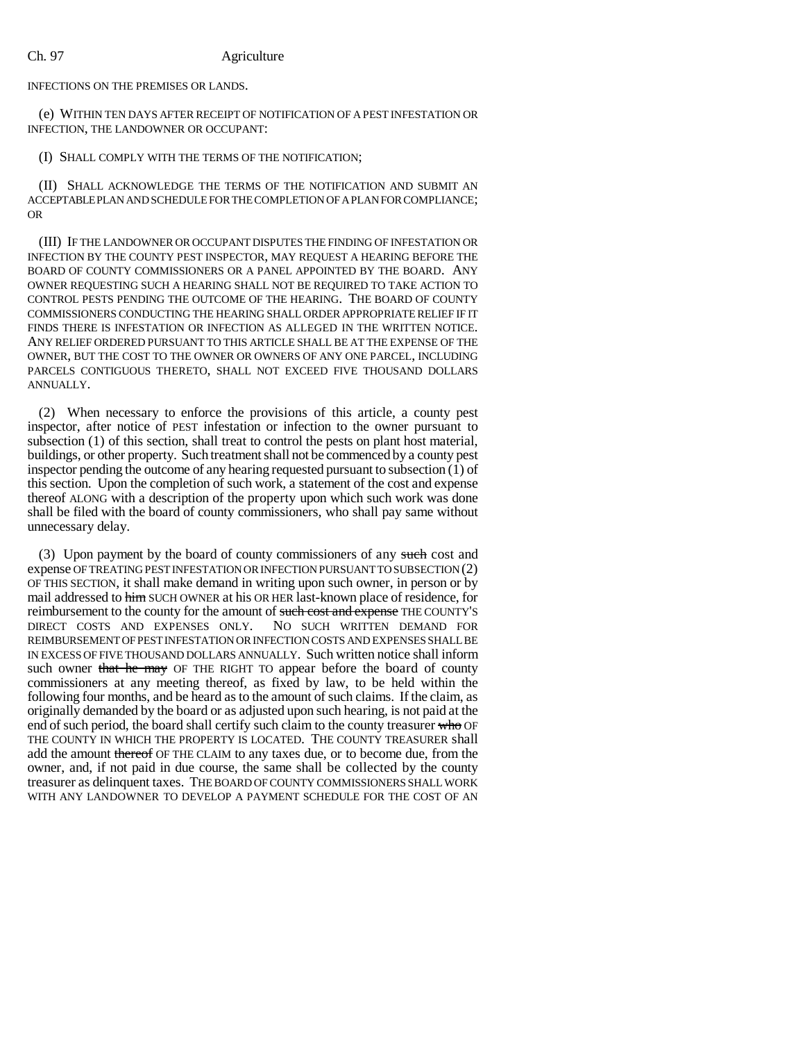INFECTIONS ON THE PREMISES OR LANDS.

(e) WITHIN TEN DAYS AFTER RECEIPT OF NOTIFICATION OF A PEST INFESTATION OR INFECTION, THE LANDOWNER OR OCCUPANT:

(I) SHALL COMPLY WITH THE TERMS OF THE NOTIFICATION;

(II) SHALL ACKNOWLEDGE THE TERMS OF THE NOTIFICATION AND SUBMIT AN ACCEPTABLE PLAN AND SCHEDULE FOR THE COMPLETION OF A PLAN FOR COMPLIANCE; OR

(III) IF THE LANDOWNER OR OCCUPANT DISPUTES THE FINDING OF INFESTATION OR INFECTION BY THE COUNTY PEST INSPECTOR, MAY REQUEST A HEARING BEFORE THE BOARD OF COUNTY COMMISSIONERS OR A PANEL APPOINTED BY THE BOARD. ANY OWNER REQUESTING SUCH A HEARING SHALL NOT BE REQUIRED TO TAKE ACTION TO CONTROL PESTS PENDING THE OUTCOME OF THE HEARING. THE BOARD OF COUNTY COMMISSIONERS CONDUCTING THE HEARING SHALL ORDER APPROPRIATE RELIEF IF IT FINDS THERE IS INFESTATION OR INFECTION AS ALLEGED IN THE WRITTEN NOTICE. ANY RELIEF ORDERED PURSUANT TO THIS ARTICLE SHALL BE AT THE EXPENSE OF THE OWNER, BUT THE COST TO THE OWNER OR OWNERS OF ANY ONE PARCEL, INCLUDING PARCELS CONTIGUOUS THERETO, SHALL NOT EXCEED FIVE THOUSAND DOLLARS ANNUALLY.

(2) When necessary to enforce the provisions of this article, a county pest inspector, after notice of PEST infestation or infection to the owner pursuant to subsection (1) of this section, shall treat to control the pests on plant host material, buildings, or other property. Such treatment shall not be commenced by a county pest inspector pending the outcome of any hearing requested pursuant to subsection (1) of this section. Upon the completion of such work, a statement of the cost and expense thereof ALONG with a description of the property upon which such work was done shall be filed with the board of county commissioners, who shall pay same without unnecessary delay.

(3) Upon payment by the board of county commissioners of any ~~such~~ cost and expense OF TREATING PEST INFESTATION OR INFECTION PURSUANT TO SUBSECTION (2) OF THIS SECTION, it shall make demand in writing upon such owner, in person or by mail addressed to ~~him~~ SUCH OWNER at his OR HER last-known place of residence, for reimbursement to the county for the amount of ~~such cost and expense~~ THE COUNTY'S DIRECT COSTS AND EXPENSES ONLY. NO SUCH WRITTEN DEMAND FOR REIMBURSEMENT OF PEST INFESTATION OR INFECTION COSTS AND EXPENSES SHALL BE IN EXCESS OF FIVE THOUSAND DOLLARS ANNUALLY. Such written notice shall inform such owner ~~that he may~~ OF THE RIGHT TO appear before the board of county commissioners at any meeting thereof, as fixed by law, to be held within the following four months, and be heard as to the amount of such claims. If the claim, as originally demanded by the board or as adjusted upon such hearing, is not paid at the end of such period, the board shall certify such claim to the county treasurer ~~who~~ OF THE COUNTY IN WHICH THE PROPERTY IS LOCATED. THE COUNTY TREASURER shall add the amount ~~thereof~~ OF THE CLAIM to any taxes due, or to become due, from the owner, and, if not paid in due course, the same shall be collected by the county treasurer as delinquent taxes. THE BOARD OF COUNTY COMMISSIONERS SHALL WORK WITH ANY LANDOWNER TO DEVELOP A PAYMENT SCHEDULE FOR THE COST OF AN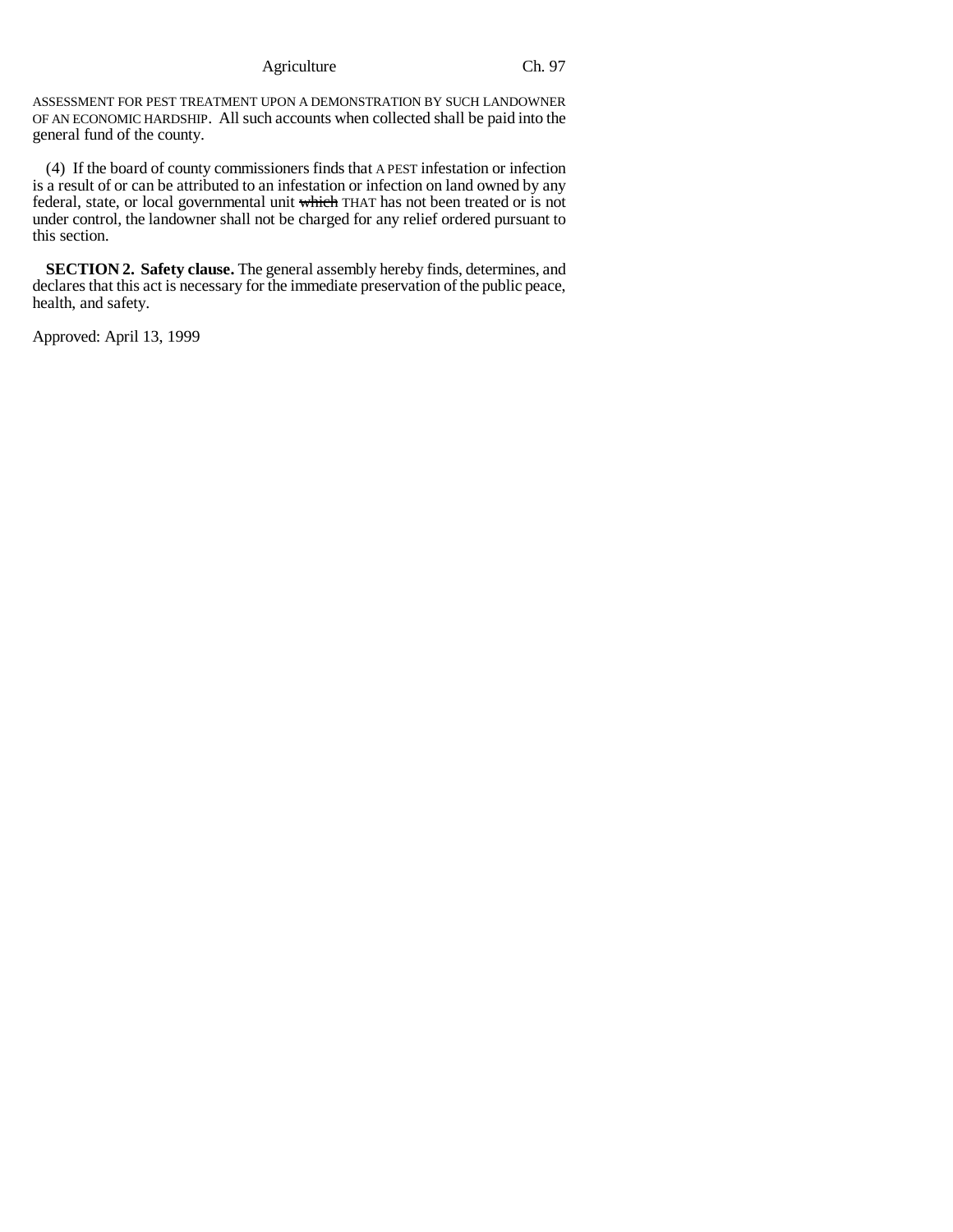ASSESSMENT FOR PEST TREATMENT UPON A DEMONSTRATION BY SUCH LANDOWNER OF AN ECONOMIC HARDSHIP. All such accounts when collected shall be paid into the general fund of the county.

(4) If the board of county commissioners finds that A PEST infestation or infection is a result of or can be attributed to an infestation or infection on land owned by any federal, state, or local governmental unit ~~which~~ THAT has not been treated or is not under control, the landowner shall not be charged for any relief ordered pursuant to this section.

**SECTION 2. Safety clause.** The general assembly hereby finds, determines, and declares that this act is necessary for the immediate preservation of the public peace, health, and safety.

Approved: April 13, 1999